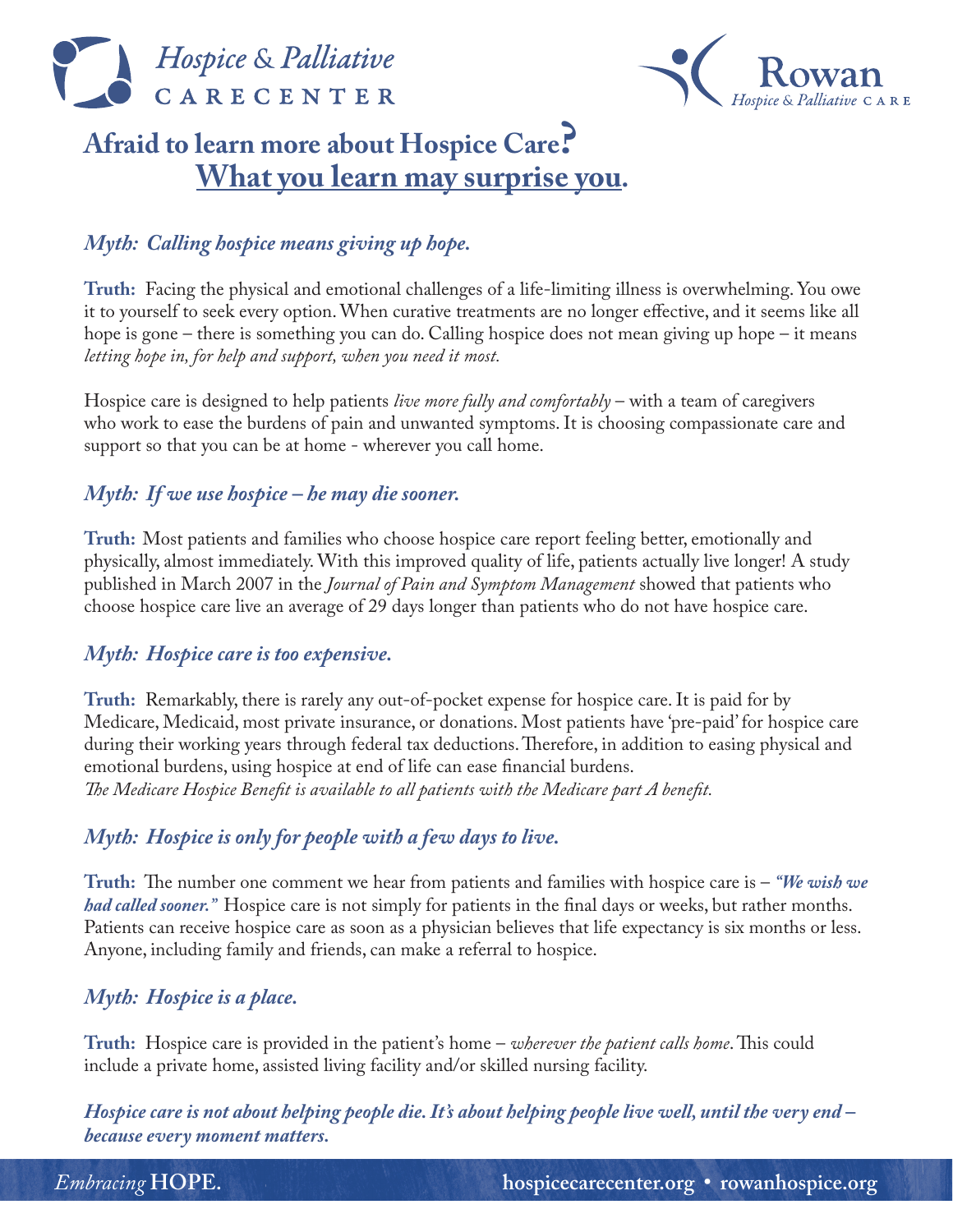Hospice & Palliative CARECENTER

Rowan Hospice & Palliative CARE

# Afraid to learn more about Hospice Care? What you learn may surprise you.

### *Myth: Calling hospice means giving up hope.*

**Truth:** Facing the physical and emotional challenges of a life-limiting illness is overwhelming. You owe it to yourself to seek every option. When curative treatments are no longer effective, and it seems like all hope is gone – there is something you can do. Calling hospice does not mean giving up hope – it means *letting hope in, for help and support, when you need it most.*

Hospice care is designed to help patients *live more fully and comfortably* – with a team of caregivers who work to ease the burdens of pain and unwanted symptoms. It is choosing compassionate care and support so that you can be at home - wherever you call home.

### *Myth: If we use hospice – he may die sooner.*

**Truth:** Most patients and families who choose hospice care report feeling better, emotionally and physically, almost immediately. With this improved quality of life, patients actually live longer! A study published in March 2007 in the *Journal of Pain and Symptom Management* showed that patients who choose hospice care live an average of 29 days longer than patients who do not have hospice care.

### *Myth: Hospice care is too expensive.*

**Truth:** Remarkably, there is rarely any out-of-pocket expense for hospice care. It is paid for by Medicare, Medicaid, most private insurance, or donations. Most patients have 'pre-paid' for hospice care during their working years through federal tax deductions. Therefore, in addition to easing physical and emotional burdens, using hospice at end of life can ease financial burdens.
*The Medicare Hospice Benefit is available to all patients with the Medicare part A benefit.*

### *Myth: Hospice is only for people with a few days to live.*

**Truth:** The number one comment we hear from patients and families with hospice care is – ***"We wish we had called sooner."*** Hospice care is not simply for patients in the final days or weeks, but rather months. Patients can receive hospice care as soon as a physician believes that life expectancy is six months or less. Anyone, including family and friends, can make a referral to hospice.

### *Myth: Hospice is a place.*

**Truth:** Hospice care is provided in the patient's home – *wherever the patient calls home*. This could include a private home, assisted living facility and/or skilled nursing facility.

***Hospice care is not about helping people die. It's about helping people live well, until the very end – because every moment matters.***

*Embracing* **HOPE.** **hospicecarecenter.org • rowanhospice.org**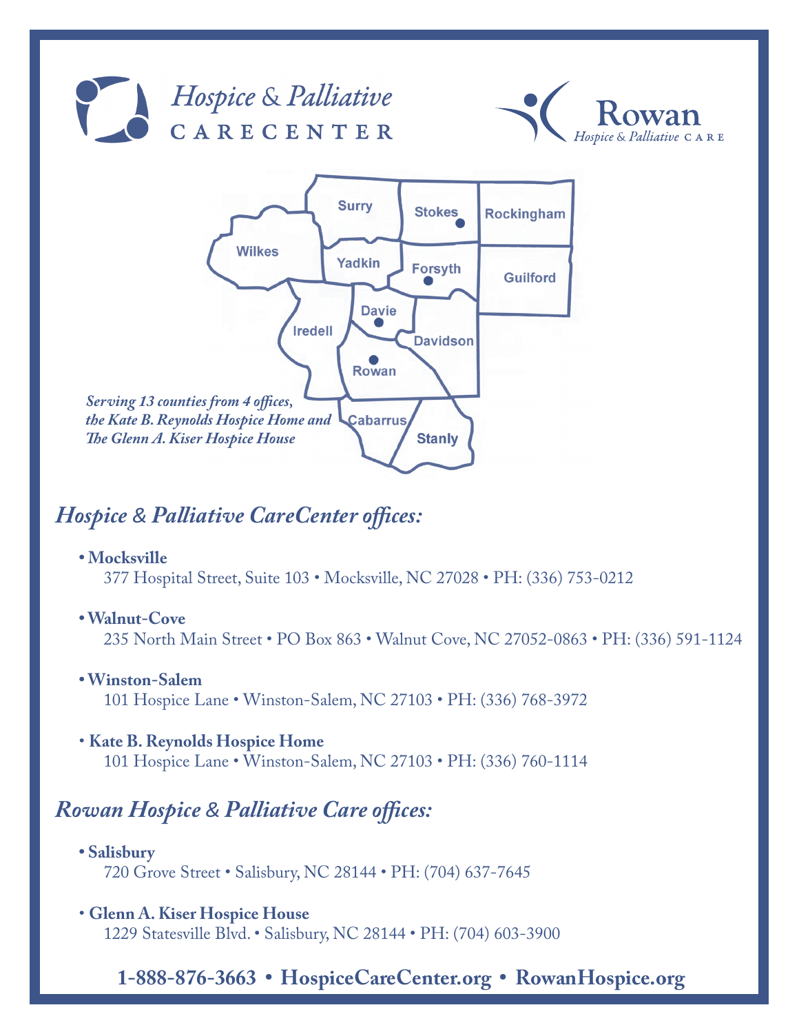*Hospice* & *Palliative*
CARECENTER

Rowan
*Hospice* & *Palliative* CARE

Surry
Stokes
Rockingham
Wilkes
Yadkin
Forsyth
Guilford
Davie
Iredell
Davidson
Rowan
Cabarrus
Stanly

***Serving 13 counties from 4 offices, the Kate B. Reynolds Hospice Home and The Glenn A. Kiser Hospice House***

## *Hospice & Palliative CareCenter offices:*

- **Mocksville**
  377 Hospital Street, Suite 103 • Mocksville, NC 27028 • PH: (336) 753-0212

- **Walnut-Cove**
  235 North Main Street • PO Box 863 • Walnut Cove, NC 27052-0863 • PH: (336) 591-1124

- **Winston-Salem**
  101 Hospice Lane • Winston-Salem, NC 27103 • PH: (336) 768-3972

- **Kate B. Reynolds Hospice Home**
  101 Hospice Lane • Winston-Salem, NC 27103 • PH: (336) 760-1114

## *Rowan Hospice & Palliative Care offices:*

- **Salisbury**
  720 Grove Street • Salisbury, NC 28144 • PH: (704) 637-7645

- **Glenn A. Kiser Hospice House**
  1229 Statesville Blvd. • Salisbury, NC 28144 • PH: (704) 603-3900

**1-888-876-3663 • HospiceCareCenter.org • RowanHospice.org**